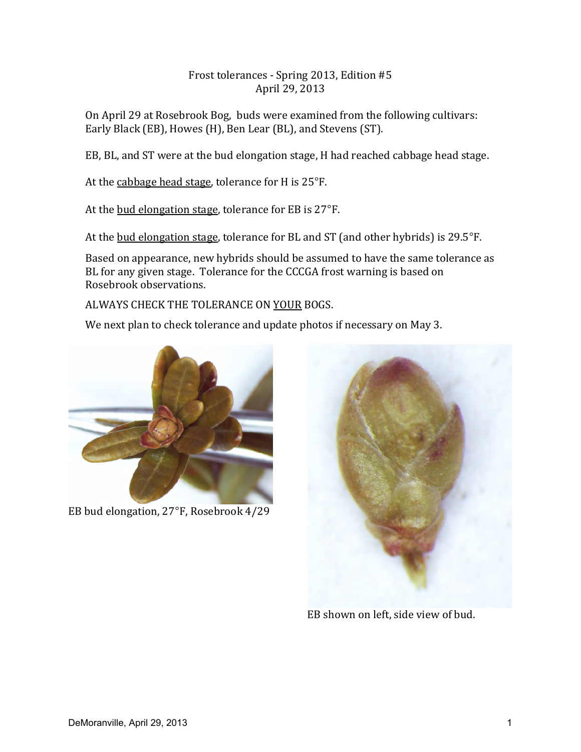# Frost tolerances - Spring 2013, Edition #5
## April 29, 2013

On April 29 at Rosebrook Bog, buds were examined from the following cultivars: Early Black (EB), Howes (H), Ben Lear (BL), and Stevens (ST).

EB, BL, and ST were at the bud elongation stage, H had reached cabbage head stage.

At the <u>cabbage head stage</u>, tolerance for H is 25°F.

At the <u>bud elongation stage</u>, tolerance for EB is 27°F.

At the <u>bud elongation stage</u>, tolerance for BL and ST (and other hybrids) is 29.5°F.

Based on appearance, new hybrids should be assumed to have the same tolerance as BL for any given stage. Tolerance for the CCCGA frost warning is based on Rosebrook observations.

ALWAYS CHECK THE TOLERANCE ON <u>YOUR</u> BOGS.

We next plan to check tolerance and update photos if necessary on May 3.

EB bud elongation, 27°F, Rosebrook 4/29

EB shown on left, side view of bud.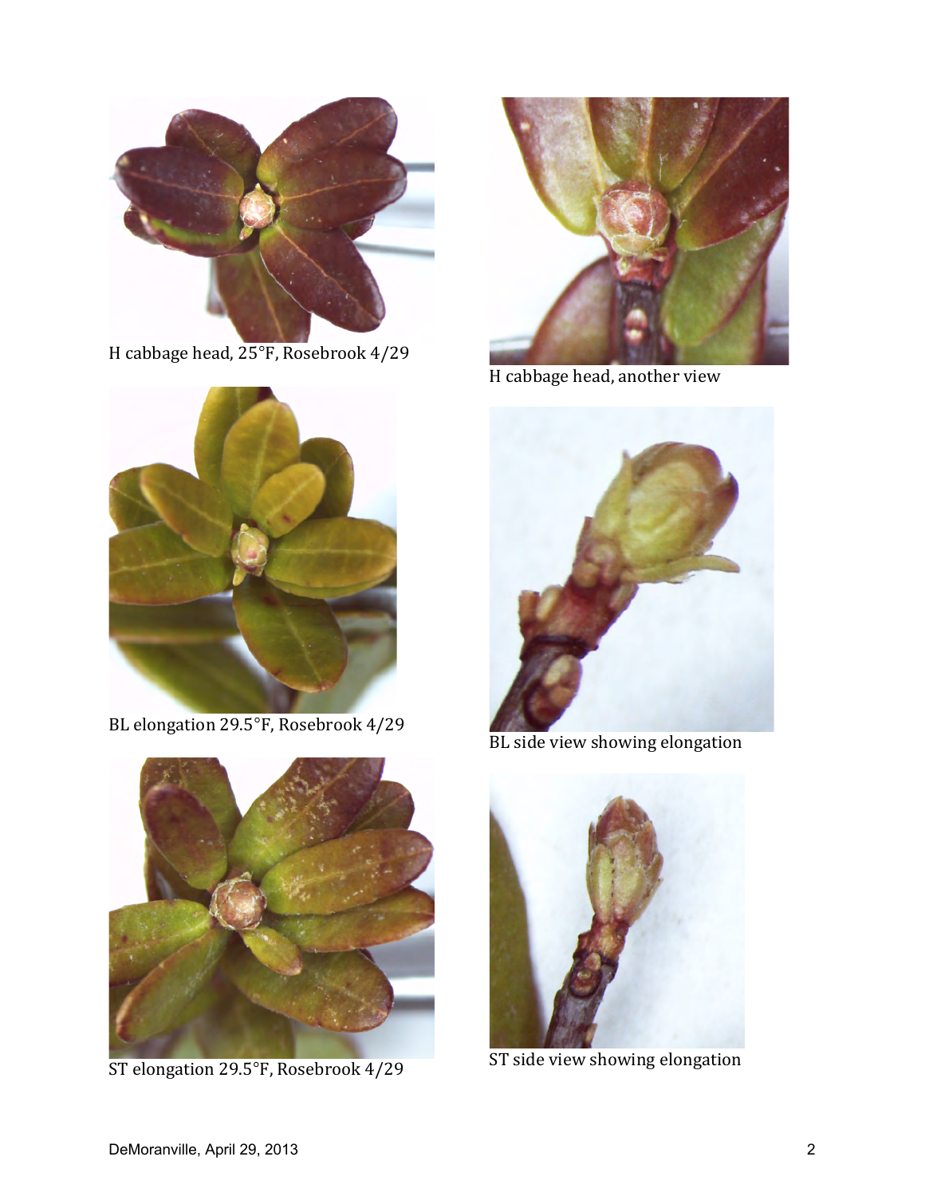H cabbage head, 25°F, Rosebrook 4/29

H cabbage head, another view

BL elongation 29.5°F, Rosebrook 4/29

BL side view showing elongation

ST elongation 29.5°F, Rosebrook 4/29

ST side view showing elongation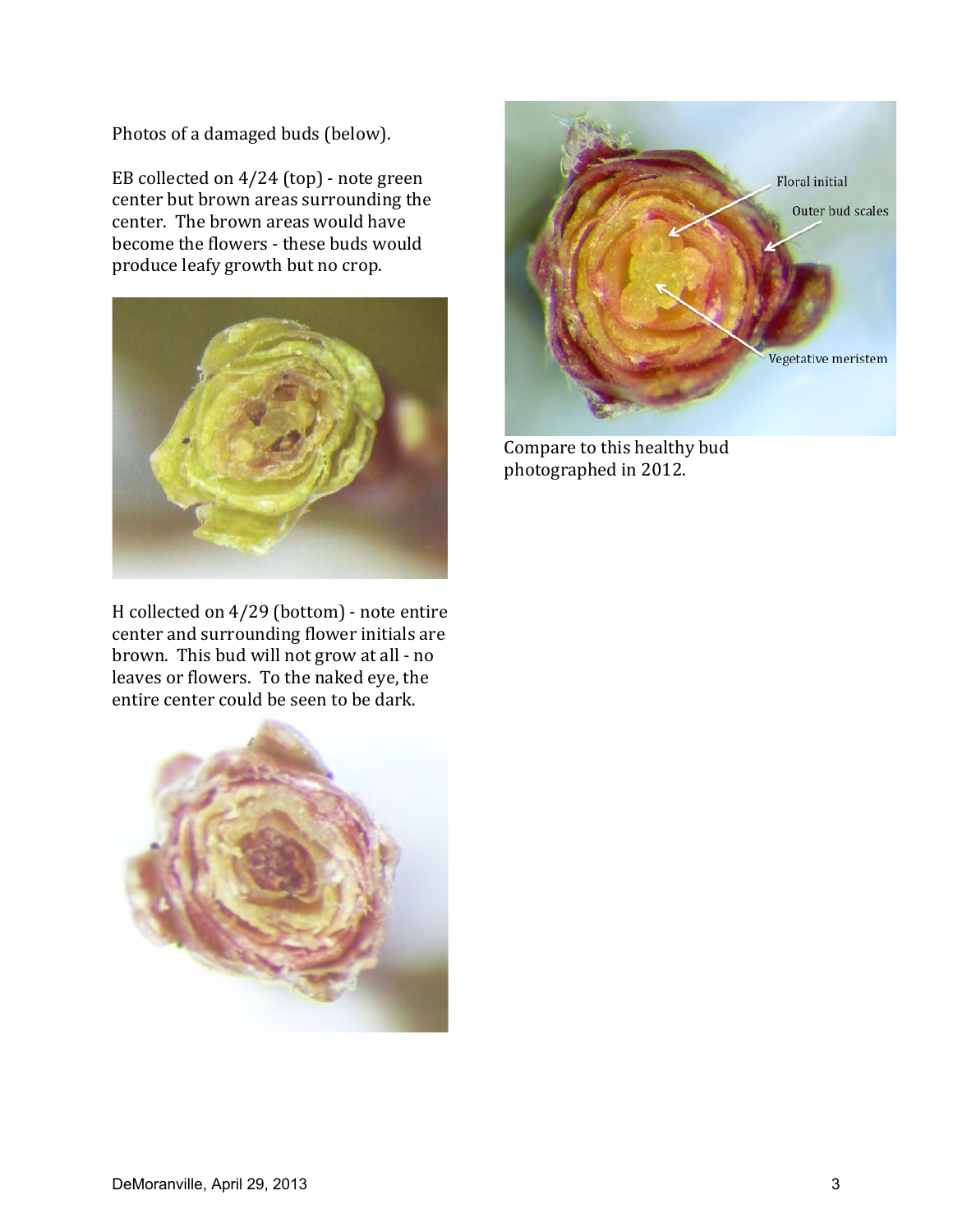Photos of a damaged buds (below).

EB collected on 4/24 (top) - note green center but brown areas surrounding the center. The brown areas would have become the flowers - these buds would produce leafy growth but no crop.

H collected on 4/29 (bottom) - note entire center and surrounding flower initials are brown. This bud will not grow at all - no leaves or flowers. To the naked eye, the entire center could be seen to be dark.

Floral initial

Outer bud scales

Vegetative meristem

Compare to this healthy bud photographed in 2012.